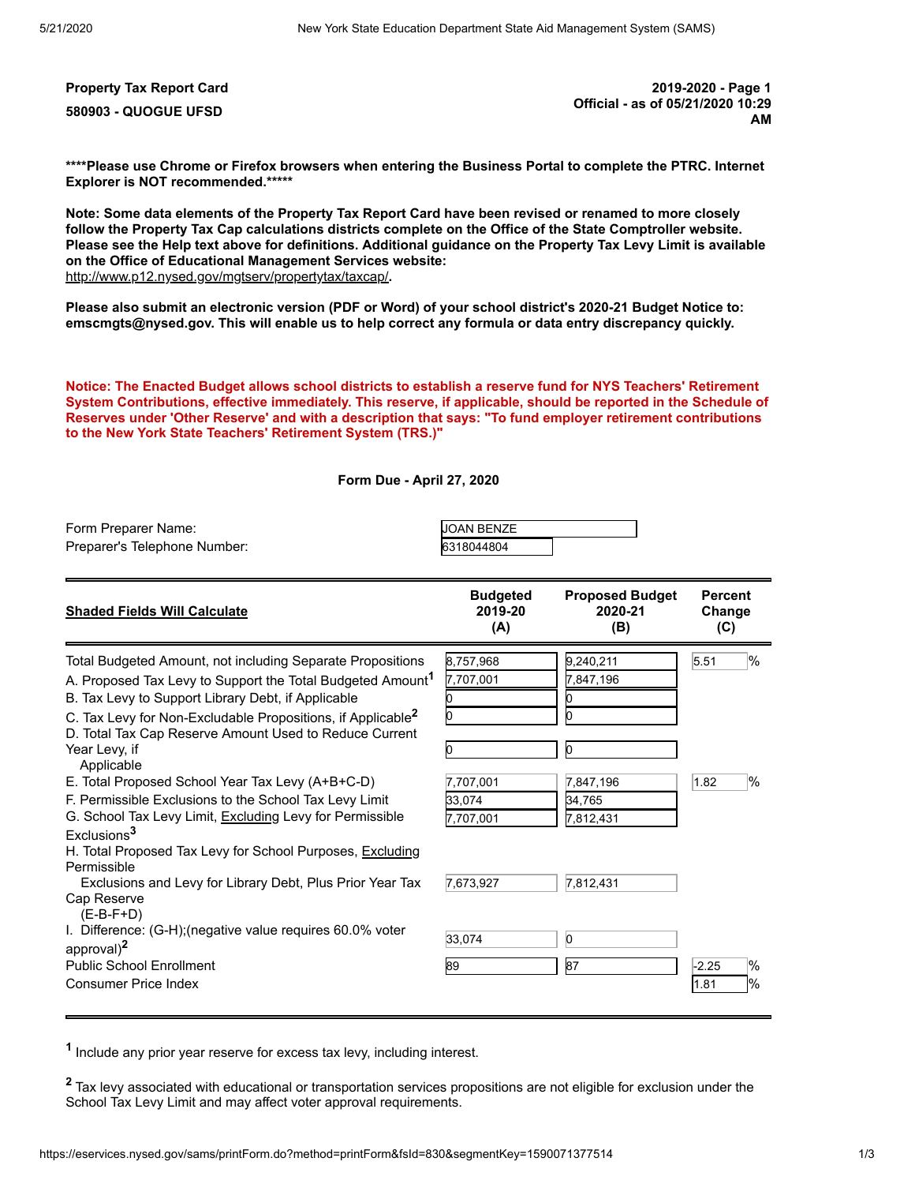**Property Tax Report Card**

**580903 - QUOGUE UFSD**

**2019-2020 - Page 1**
**Official - as of 05/21/2020 10:29 AM**

**\*\*\*\*Please use Chrome or Firefox browsers when entering the Business Portal to complete the PTRC. Internet Explorer is NOT recommended.\*\*\*\*\***

**Note: Some data elements of the Property Tax Report Card have been revised or renamed to more closely follow the Property Tax Cap calculations districts complete on the Office of the State Comptroller website. Please see the Help text above for definitions. Additional guidance on the Property Tax Levy Limit is available on the Office of Educational Management Services website:** http://www.p12.nysed.gov/mgtserv/propertytax/taxcap/**.**

**Please also submit an electronic version (PDF or Word) of your school district's 2020-21 Budget Notice to: emscmgts@nysed.gov. This will enable us to help correct any formula or data entry discrepancy quickly.**

**Notice: The Enacted Budget allows school districts to establish a reserve fund for NYS Teachers' Retirement System Contributions, effective immediately. This reserve, if applicable, should be reported in the Schedule of Reserves under 'Other Reserve' and with a description that says: "To fund employer retirement contributions to the New York State Teachers' Retirement System (TRS.)"**

**Form Due - April 27, 2020**

Form Preparer Name: JOAN BENZE
Preparer's Telephone Number: 6318044804

| Shaded Fields Will Calculate | Budgeted 2019-20 (A) | Proposed Budget 2020-21 (B) | Percent Change (C) |
|---|---|---|---|
| Total Budgeted Amount, not including Separate Propositions | 8,757,968 | 9,240,211 | 5.51 % |
| A. Proposed Tax Levy to Support the Total Budgeted Amount[1] | 7,707,001 | 7,847,196 | |
| B. Tax Levy to Support Library Debt, if Applicable | 0 | 0 | |
| C. Tax Levy for Non-Excludable Propositions, if Applicable[2] | 0 | 0 | |
| D. Total Tax Cap Reserve Amount Used to Reduce Current Year Levy, if Applicable | 0 | 0 | |
| E. Total Proposed School Year Tax Levy (A+B+C-D) | 7,707,001 | 7,847,196 | 1.82 % |
| F. Permissible Exclusions to the School Tax Levy Limit | 33,074 | 34,765 | |
| G. School Tax Levy Limit, Excluding Levy for Permissible Exclusions[3] | 7,707,001 | 7,812,431 | |
| H. Total Proposed Tax Levy for School Purposes, Excluding Permissible Exclusions and Levy for Library Debt, Plus Prior Year Tax Cap Reserve (E-B-F+D) | 7,673,927 | 7,812,431 | |
| I. Difference: (G-H);(negative value requires 60.0% voter approval)[2] | 33,074 | 0 | |
| Public School Enrollment | 89 | 87 | -2.25 % |
| Consumer Price Index | | | 1.81 % |

[1] Include any prior year reserve for excess tax levy, including interest.

[2] Tax levy associated with educational or transportation services propositions are not eligible for exclusion under the School Tax Levy Limit and may affect voter approval requirements.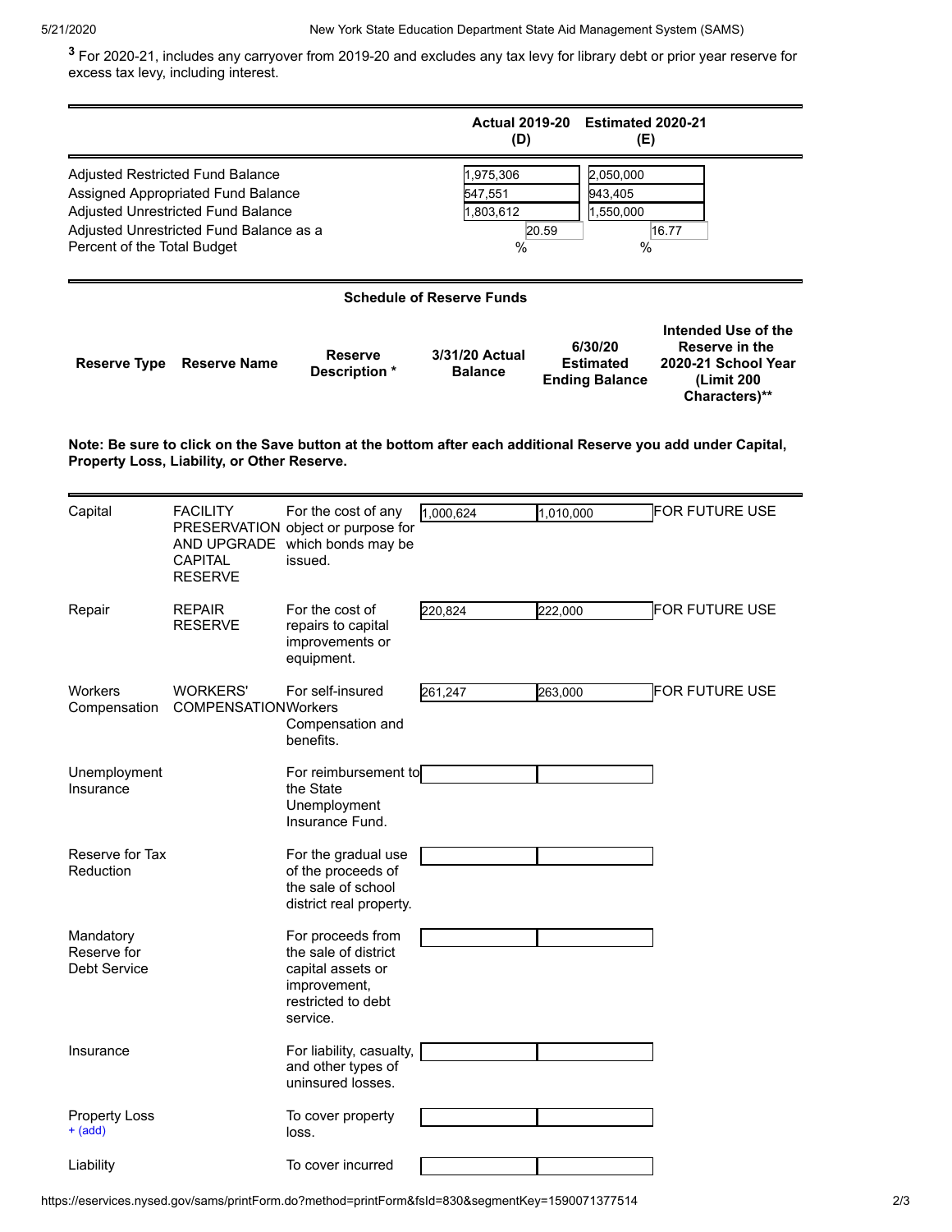[3] For 2020-21, includes any carryover from 2019-20 and excludes any tax levy for library debt or prior year reserve for excess tax levy, including interest.

| | Actual 2019-20 (D) | Estimated 2020-21 (E) |
|---|---|---|
| Adjusted Restricted Fund Balance | 1,975,306 | 2,050,000 |
| Assigned Appropriated Fund Balance | 547,551 | 943,405 |
| Adjusted Unrestricted Fund Balance | 1,803,612 | 1,550,000 |
| Adjusted Unrestricted Fund Balance as a Percent of the Total Budget | 20.59 % | 16.77 % |

## Schedule of Reserve Funds

**Note: Be sure to click on the Save button at the bottom after each additional Reserve you add under Capital, Property Loss, Liability, or Other Reserve.**

| Reserve Type | Reserve Name | Reserve Description * | 3/31/20 Actual Balance | 6/30/20 Estimated Ending Balance | Intended Use of the Reserve in the 2020-21 School Year (Limit 200 Characters)** |
|---|---|---|---|---|---|
| Capital | FACILITY PRESERVATION AND UPGRADE CAPITAL RESERVE | For the cost of any object or purpose for which bonds may be issued. | 1,000,624 | 1,010,000 | FOR FUTURE USE |
| Repair | REPAIR RESERVE | For the cost of repairs to capital improvements or equipment. | 220,824 | 222,000 | FOR FUTURE USE |
| Workers Compensation | WORKERS' COMPENSATION | For self-insured Workers Compensation and benefits. | 261,247 | 263,000 | FOR FUTURE USE |
| Unemployment Insurance | | For reimbursement to the State Unemployment Insurance Fund. | | | |
| Reserve for Tax Reduction | | For the gradual use of the proceeds of the sale of school district real property. | | | |
| Mandatory Reserve for Debt Service | | For proceeds from the sale of district capital assets or improvement, restricted to debt service. | | | |
| Insurance | | For liability, casualty, and other types of uninsured losses. | | | |
| Property Loss + (add) | | To cover property loss. | | | |
| Liability | | To cover incurred | | | |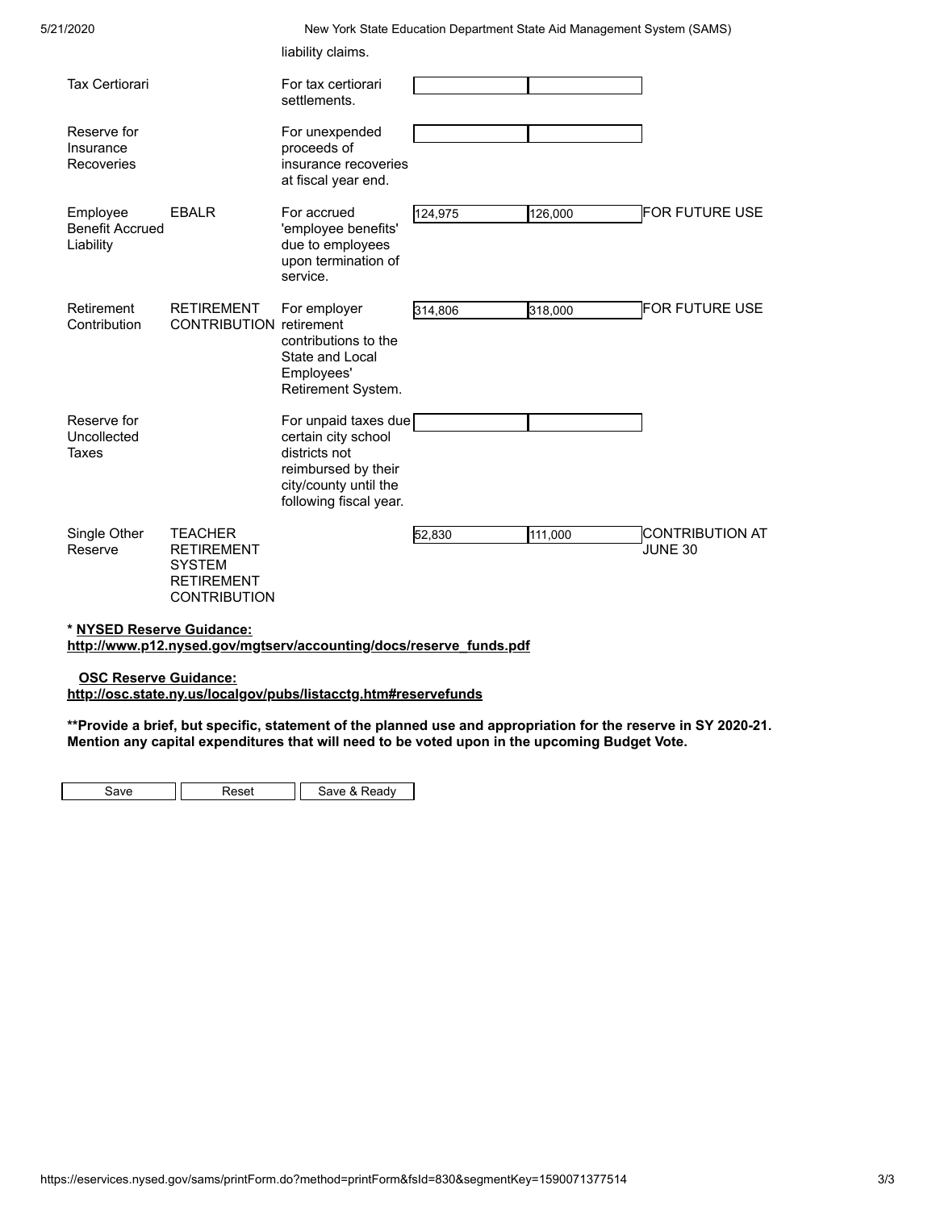| | | | | | |
|---|---|---|---|---|---|
| | | liability claims. | | | |
| Tax Certiorari | | For tax certiorari settlements. | | | |
| Reserve for Insurance Recoveries | | For unexpended proceeds of insurance recoveries at fiscal year end. | | | |
| Employee Benefit Accrued Liability | EBALR | For accrued 'employee benefits' due to employees upon termination of service. | 124,975 | 126,000 | FOR FUTURE USE |
| Retirement Contribution | RETIREMENT CONTRIBUTION | For employer retirement contributions to the State and Local Employees' Retirement System. | 314,806 | 318,000 | FOR FUTURE USE |
| Reserve for Uncollected Taxes | | For unpaid taxes due certain city school districts not reimbursed by their city/county until the following fiscal year. | | | |
| Single Other Reserve | TEACHER RETIREMENT SYSTEM RETIREMENT CONTRIBUTION | | 52,830 | 111,000 | CONTRIBUTION AT JUNE 30 |

**\* NYSED Reserve Guidance:**
**http://www.p12.nysed.gov/mgtserv/accounting/docs/reserve_funds.pdf**

**OSC Reserve Guidance:**
**http://osc.state.ny.us/localgov/pubs/listacctg.htm#reservefunds**

**\*\*Provide a brief, but specific, statement of the planned use and appropriation for the reserve in SY 2020-21. Mention any capital expenditures that will need to be voted upon in the upcoming Budget Vote.**

Save | Reset | Save & Ready